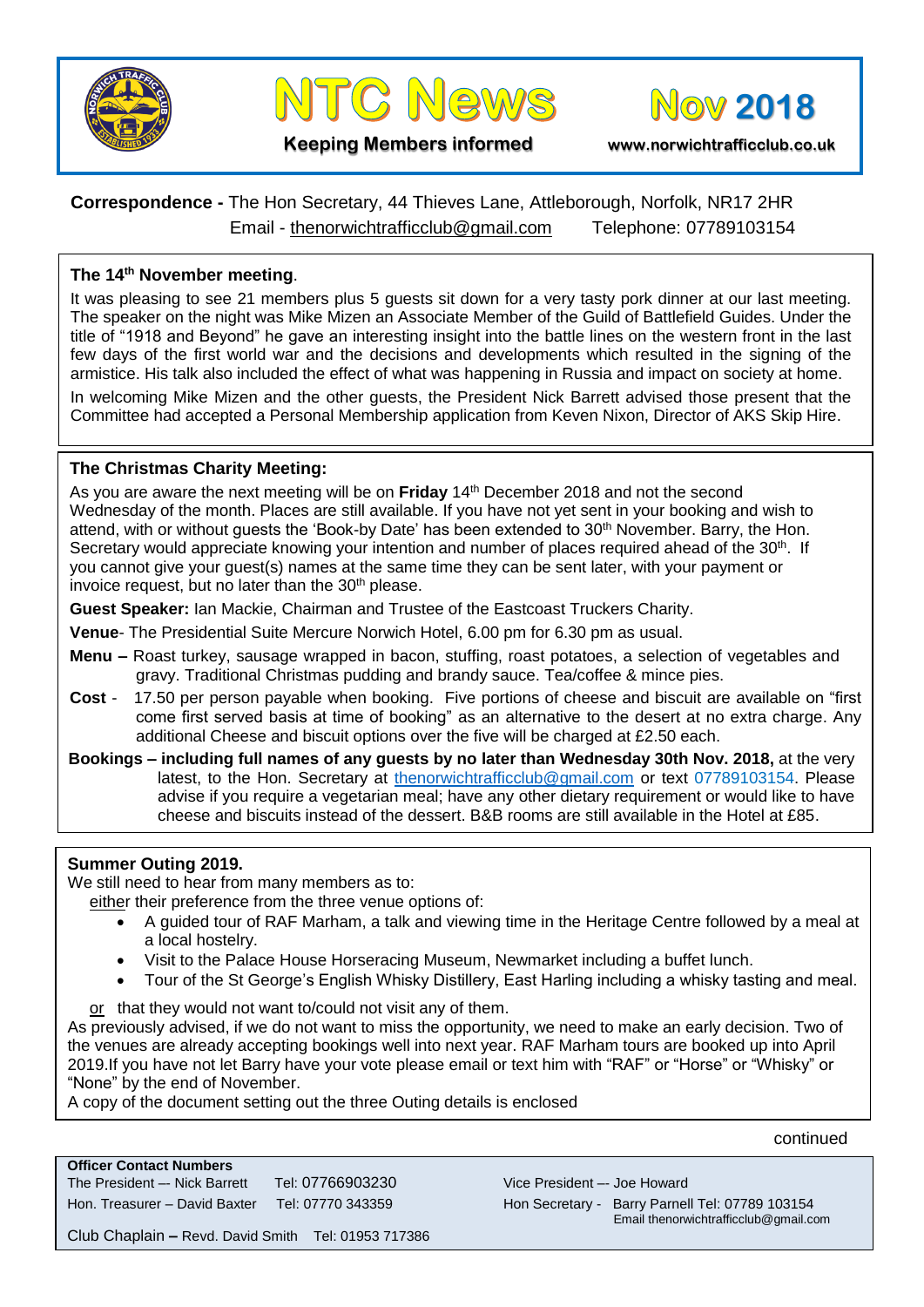# NTC News

**Keeping Members informed**

## Nov 2018

www.norwichtrafficclub.co.uk

**Correspondence -** The Hon Secretary, 44 Thieves Lane, Attleborough, Norfolk, NR17 2HR
Email - thenorwichtrafficclub@gmail.com Telephone: 07789103154

### The 14th November meeting.

It was pleasing to see 21 members plus 5 guests sit down for a very tasty pork dinner at our last meeting. The speaker on the night was Mike Mizen an Associate Member of the Guild of Battlefield Guides. Under the title of "1918 and Beyond" he gave an interesting insight into the battle lines on the western front in the last few days of the first world war and the decisions and developments which resulted in the signing of the armistice. His talk also included the effect of what was happening in Russia and impact on society at home.

In welcoming Mike Mizen and the other guests, the President Nick Barrett advised those present that the Committee had accepted a Personal Membership application from Keven Nixon, Director of AKS Skip Hire.

### The Christmas Charity Meeting:

As you are aware the next meeting will be on **Friday** 14th December 2018 and not the second Wednesday of the month. Places are still available. If you have not yet sent in your booking and wish to attend, with or without guests the 'Book-by Date' has been extended to 30th November. Barry, the Hon. Secretary would appreciate knowing your intention and number of places required ahead of the 30th. If you cannot give your guest(s) names at the same time they can be sent later, with your payment or invoice request, but no later than the 30th please.

**Guest Speaker:** Ian Mackie, Chairman and Trustee of the Eastcoast Truckers Charity.

**Venue**- The Presidential Suite Mercure Norwich Hotel, 6.00 pm for 6.30 pm as usual.

**Menu –** Roast turkey, sausage wrapped in bacon, stuffing, roast potatoes, a selection of vegetables and gravy. Traditional Christmas pudding and brandy sauce. Tea/coffee & mince pies.

**Cost** - 17.50 per person payable when booking. Five portions of cheese and biscuit are available on "first come first served basis at time of booking" as an alternative to the desert at no extra charge. Any additional Cheese and biscuit options over the five will be charged at £2.50 each.

**Bookings – including full names of any guests by no later than Wednesday 30th Nov. 2018,** at the very latest, to the Hon. Secretary at thenorwichtrafficclub@gmail.com or text 07789103154. Please advise if you require a vegetarian meal; have any other dietary requirement or would like to have cheese and biscuits instead of the dessert. B&B rooms are still available in the Hotel at £85.

### Summer Outing 2019.

We still need to hear from many members as to:

either their preference from the three venue options of:

- A guided tour of RAF Marham, a talk and viewing time in the Heritage Centre followed by a meal at a local hostelry.
- Visit to the Palace House Horseracing Museum, Newmarket including a buffet lunch.
- Tour of the St George's English Whisky Distillery, East Harling including a whisky tasting and meal.

or that they would not want to/could not visit any of them.

As previously advised, if we do not want to miss the opportunity, we need to make an early decision. Two of the venues are already accepting bookings well into next year. RAF Marham tours are booked up into April 2019.If you have not let Barry have your vote please email or text him with "RAF" or "Horse" or "Whisky" or "None" by the end of November.

A copy of the document setting out the three Outing details is enclosed

continued

**Officer Contact Numbers**

The President –- Nick Barrett Tel: 07766903230
Hon. Treasurer – David Baxter Tel: 07770 343359
Vice President –- Joe Howard
Hon Secretary - Barry Parnell Tel: 07789 103154
Email thenorwichtrafficclub@gmail.com
Club Chaplain – Revd. David Smith Tel: 01953 717386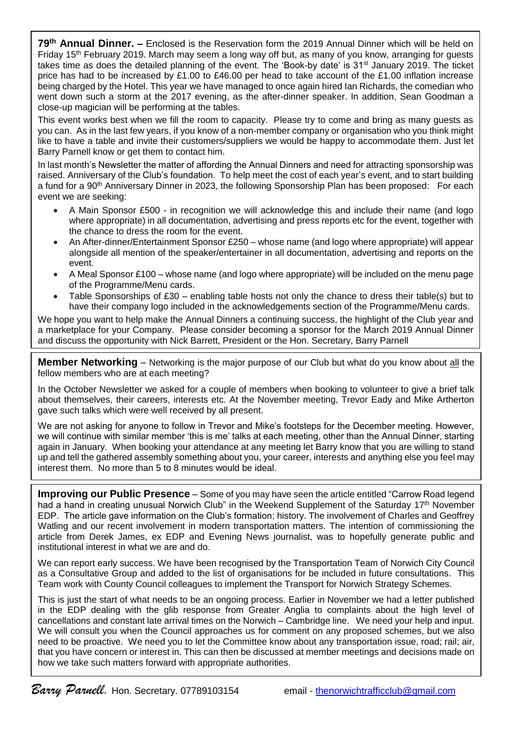**79th Annual Dinner. –** Enclosed is the Reservation form the 2019 Annual Dinner which will be held on Friday 15th February 2019. March may seem a long way off but, as many of you know, arranging for guests takes time as does the detailed planning of the event. The 'Book-by date' is 31st January 2019. The ticket price has had to be increased by £1.00 to £46.00 per head to take account of the £1.00 inflation increase being charged by the Hotel. This year we have managed to once again hired Ian Richards, the comedian who went down such a storm at the 2017 evening, as the after-dinner speaker. In addition, Sean Goodman a close-up magician will be performing at the tables.

This event works best when we fill the room to capacity. Please try to come and bring as many guests as you can. As in the last few years, if you know of a non-member company or organisation who you think might like to have a table and invite their customers/suppliers we would be happy to accommodate them. Just let Barry Parnell know or get them to contact him.

In last month's Newsletter the matter of affording the Annual Dinners and need for attracting sponsorship was raised. Anniversary of the Club's foundation. To help meet the cost of each year's event, and to start building a fund for a 90th Anniversary Dinner in 2023, the following Sponsorship Plan has been proposed: For each event we are seeking:

- A Main Sponsor £500 - in recognition we will acknowledge this and include their name (and logo where appropriate) in all documentation, advertising and press reports etc for the event, together with the chance to dress the room for the event.
- An After-dinner/Entertainment Sponsor £250 – whose name (and logo where appropriate) will appear alongside all mention of the speaker/entertainer in all documentation, advertising and reports on the event.
- A Meal Sponsor £100 – whose name (and logo where appropriate) will be included on the menu page of the Programme/Menu cards.
- Table Sponsorships of £30 – enabling table hosts not only the chance to dress their table(s) but to have their company logo included in the acknowledgements section of the Programme/Menu cards.

We hope you want to help make the Annual Dinners a continuing success, the highlight of the Club year and a marketplace for your Company. Please consider becoming a sponsor for the March 2019 Annual Dinner and discuss the opportunity with Nick Barrett, President or the Hon. Secretary, Barry Parnell

**Member Networking** – Networking is the major purpose of our Club but what do you know about all the fellow members who are at each meeting?

In the October Newsletter we asked for a couple of members when booking to volunteer to give a brief talk about themselves, their careers, interests etc. At the November meeting, Trevor Eady and Mike Artherton gave such talks which were well received by all present.

We are not asking for anyone to follow in Trevor and Mike's footsteps for the December meeting. However, we will continue with similar member 'this is me' talks at each meeting, other than the Annual Dinner, starting again in January. When booking your attendance at any meeting let Barry know that you are willing to stand up and tell the gathered assembly something about you, your career, interests and anything else you feel may interest them. No more than 5 to 8 minutes would be ideal.

**Improving our Public Presence** – Some of you may have seen the article entitled "Carrow Road legend had a hand in creating unusual Norwich Club" in the Weekend Supplement of the Saturday 17th November EDP. The article gave information on the Club's formation; history. The involvement of Charles and Geoffrey Watling and our recent involvement in modern transportation matters. The intention of commissioning the article from Derek James, ex EDP and Evening News journalist, was to hopefully generate public and institutional interest in what we are and do.

We can report early success. We have been recognised by the Transportation Team of Norwich City Council as a Consultative Group and added to the list of organisations for be included in future consultations. This Team work with County Council colleagues to implement the Transport for Norwich Strategy Schemes.

This is just the start of what needs to be an ongoing process. Earlier in November we had a letter published in the EDP dealing with the glib response from Greater Anglia to complaints about the high level of cancellations and constant late arrival times on the Norwich – Cambridge line. We need your help and input. We will consult you when the Council approaches us for comment on any proposed schemes, but we also need to be proactive. We need you to let the Committee know about any transportation issue, road; rail; air, that you have concern or interest in. This can then be discussed at member meetings and decisions made on how we take such matters forward with appropriate authorities.

*Barry Parnell.* Hon. Secretary. 07789103154 email - thenorwichtrafficclub@gmail.com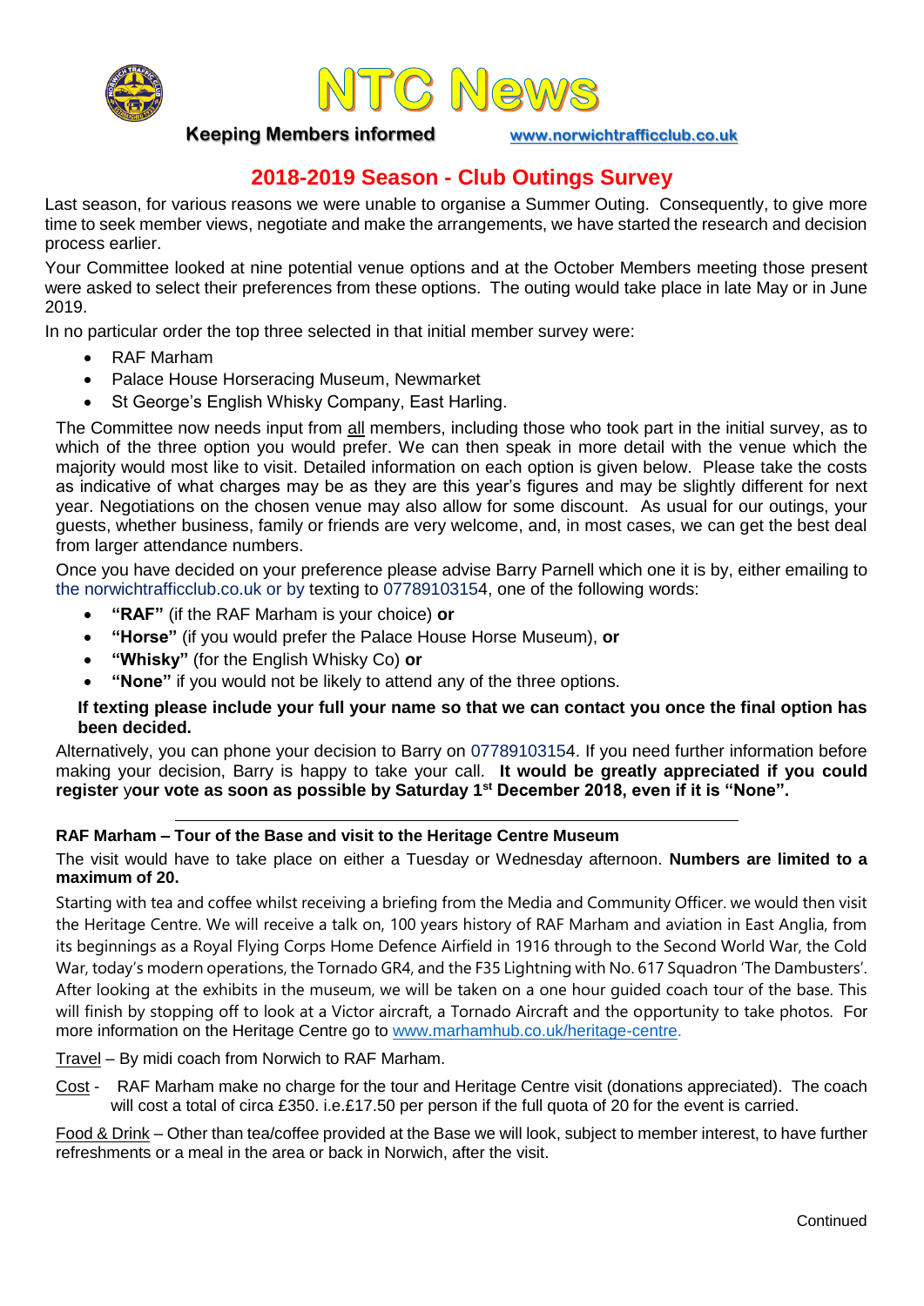# NTC News

**Keeping Members informed** www.norwichtrafficclub.co.uk

## 2018-2019 Season - Club Outings Survey

Last season, for various reasons we were unable to organise a Summer Outing. Consequently, to give more time to seek member views, negotiate and make the arrangements, we have started the research and decision process earlier.

Your Committee looked at nine potential venue options and at the October Members meeting those present were asked to select their preferences from these options. The outing would take place in late May or in June 2019.

In no particular order the top three selected in that initial member survey were:

- RAF Marham
- Palace House Horseracing Museum, Newmarket
- St George's English Whisky Company, East Harling.

The Committee now needs input from all members, including those who took part in the initial survey, as to which of the three option you would prefer. We can then speak in more detail with the venue which the majority would most like to visit. Detailed information on each option is given below. Please take the costs as indicative of what charges may be as they are this year's figures and may be slightly different for next year. Negotiations on the chosen venue may also allow for some discount. As usual for our outings, your guests, whether business, family or friends are very welcome, and, in most cases, we can get the best deal from larger attendance numbers.

Once you have decided on your preference please advise Barry Parnell which one it is by, either emailing to the norwichtrafficclub.co.uk or by texting to 07789103154, one of the following words:

- **"RAF"** (if the RAF Marham is your choice) **or**
- **"Horse"** (if you would prefer the Palace House Horse Museum), **or**
- **"Whisky"** (for the English Whisky Co) **or**
- **"None"** if you would not be likely to attend any of the three options.

**If texting please include your full your name so that we can contact you once the final option has been decided.**

Alternatively, you can phone your decision to Barry on 07789103154. If you need further information before making your decision, Barry is happy to take your call. **It would be greatly appreciated if you could register your vote as soon as possible by Saturday 1st December 2018, even if it is "None".**

---

### RAF Marham – Tour of the Base and visit to the Heritage Centre Museum

The visit would have to take place on either a Tuesday or Wednesday afternoon. **Numbers are limited to a maximum of 20.**

Starting with tea and coffee whilst receiving a briefing from the Media and Community Officer. we would then visit the Heritage Centre. We will receive a talk on, 100 years history of RAF Marham and aviation in East Anglia, from its beginnings as a Royal Flying Corps Home Defence Airfield in 1916 through to the Second World War, the Cold War, today's modern operations, the Tornado GR4, and the F35 Lightning with No. 617 Squadron 'The Dambusters'. After looking at the exhibits in the museum, we will be taken on a one hour guided coach tour of the base. This will finish by stopping off to look at a Victor aircraft, a Tornado Aircraft and the opportunity to take photos. For more information on the Heritage Centre go to www.marhamhub.co.uk/heritage-centre.

Travel – By midi coach from Norwich to RAF Marham.

Cost - RAF Marham make no charge for the tour and Heritage Centre visit (donations appreciated). The coach will cost a total of circa £350. i.e.£17.50 per person if the full quota of 20 for the event is carried.

Food & Drink – Other than tea/coffee provided at the Base we will look, subject to member interest, to have further refreshments or a meal in the area or back in Norwich, after the visit.

Continued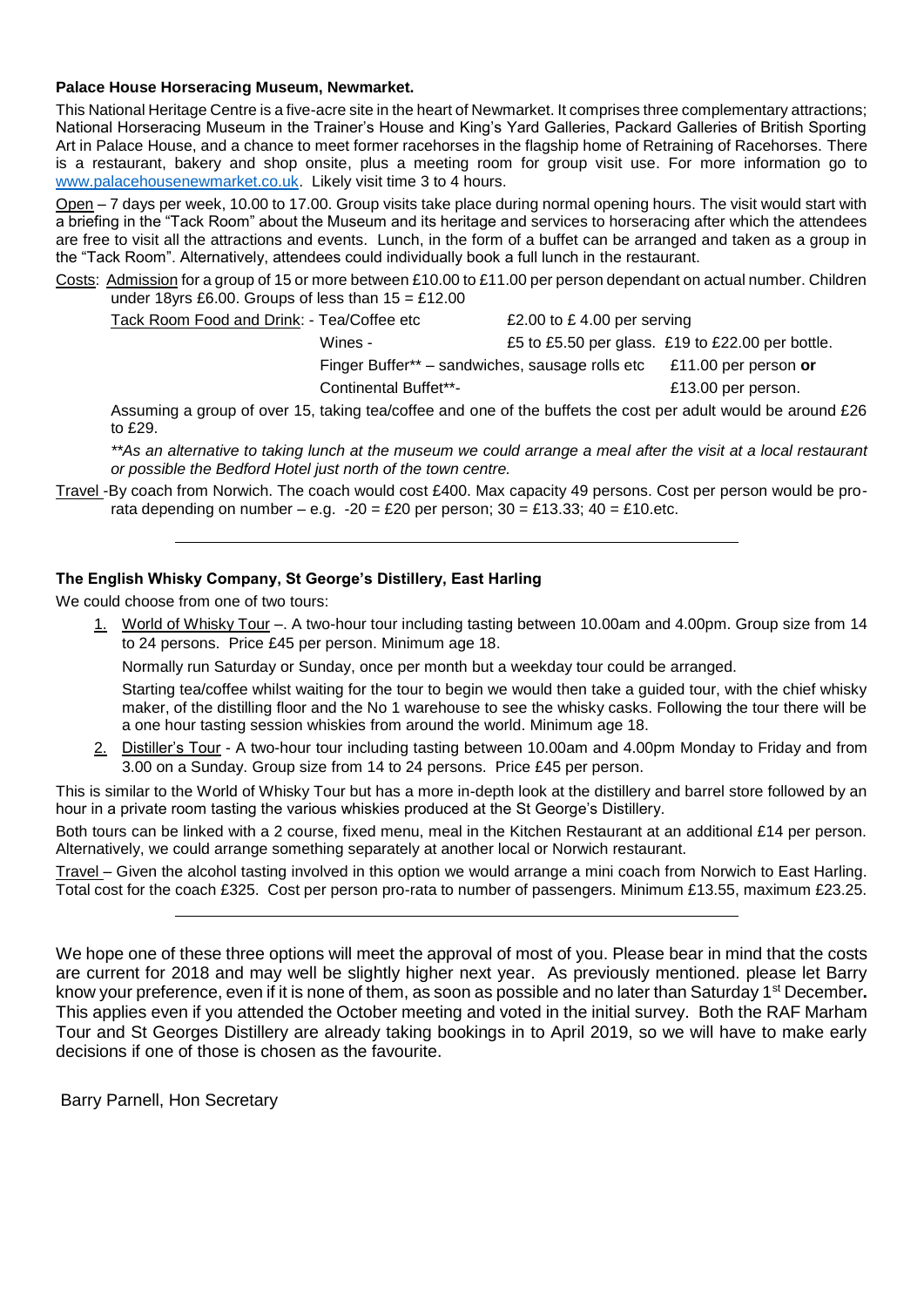**Palace House Horseracing Museum, Newmarket.**

This National Heritage Centre is a five-acre site in the heart of Newmarket. It comprises three complementary attractions; National Horseracing Museum in the Trainer's House and King's Yard Galleries, Packard Galleries of British Sporting Art in Palace House, and a chance to meet former racehorses in the flagship home of Retraining of Racehorses. There is a restaurant, bakery and shop onsite, plus a meeting room for group visit use. For more information go to [www.palacehousenewmarket.co.uk](http://www.palacehousenewmarket.co.uk). Likely visit time 3 to 4 hours.

Open – 7 days per week, 10.00 to 17.00. Group visits take place during normal opening hours. The visit would start with a briefing in the "Tack Room" about the Museum and its heritage and services to horseracing after which the attendees are free to visit all the attractions and events. Lunch, in the form of a buffet can be arranged and taken as a group in the "Tack Room". Alternatively, attendees could individually book a full lunch in the restaurant.

Costs: Admission for a group of 15 or more between £10.00 to £11.00 per person dependant on actual number. Children under 18yrs £6.00. Groups of less than 15 = £12.00

| | | |
|---|---|---|
| Tack Room Food and Drink: - Tea/Coffee etc | £2.00 to £ 4.00 per serving | |
| Wines - | £5 to £5.50 per glass. £19 to £22.00 per bottle. | |
| Finger Buffet** – sandwiches, sausage rolls etc | £11.00 per person **or** | |
| Continental Buffet**- | £13.00 per person. | |

Assuming a group of over 15, taking tea/coffee and one of the buffets the cost per adult would be around £26 to £29.

*\*\*As an alternative to taking lunch at the museum we could arrange a meal after the visit at a local restaurant or possible the Bedford Hotel just north of the town centre.*

Travel -By coach from Norwich. The coach would cost £400. Max capacity 49 persons. Cost per person would be pro-rata depending on number – e.g. -20 = £20 per person; 30 = £13.33; 40 = £10.etc.

---

**The English Whisky Company, St George's Distillery, East Harling**

We could choose from one of two tours:

1. World of Whisky Tour –. A two-hour tour including tasting between 10.00am and 4.00pm. Group size from 14 to 24 persons. Price £45 per person. Minimum age 18.

   Normally run Saturday or Sunday, once per month but a weekday tour could be arranged.

   Starting tea/coffee whilst waiting for the tour to begin we would then take a guided tour, with the chief whisky maker, of the distilling floor and the No 1 warehouse to see the whisky casks. Following the tour there will be a one hour tasting session whiskies from around the world. Minimum age 18.

2. Distiller's Tour - A two-hour tour including tasting between 10.00am and 4.00pm Monday to Friday and from 3.00 on a Sunday. Group size from 14 to 24 persons. Price £45 per person.

This is similar to the World of Whisky Tour but has a more in-depth look at the distillery and barrel store followed by an hour in a private room tasting the various whiskies produced at the St George's Distillery.

Both tours can be linked with a 2 course, fixed menu, meal in the Kitchen Restaurant at an additional £14 per person. Alternatively, we could arrange something separately at another local or Norwich restaurant.

Travel – Given the alcohol tasting involved in this option we would arrange a mini coach from Norwich to East Harling. Total cost for the coach £325. Cost per person pro-rata to number of passengers. Minimum £13.55, maximum £23.25.

---

We hope one of these three options will meet the approval of most of you. Please bear in mind that the costs are current for 2018 and may well be slightly higher next year. As previously mentioned. please let Barry know your preference, even if it is none of them, as soon as possible and no later than Saturday 1st December**.** This applies even if you attended the October meeting and voted in the initial survey. Both the RAF Marham Tour and St Georges Distillery are already taking bookings in to April 2019, so we will have to make early decisions if one of those is chosen as the favourite.

Barry Parnell, Hon Secretary